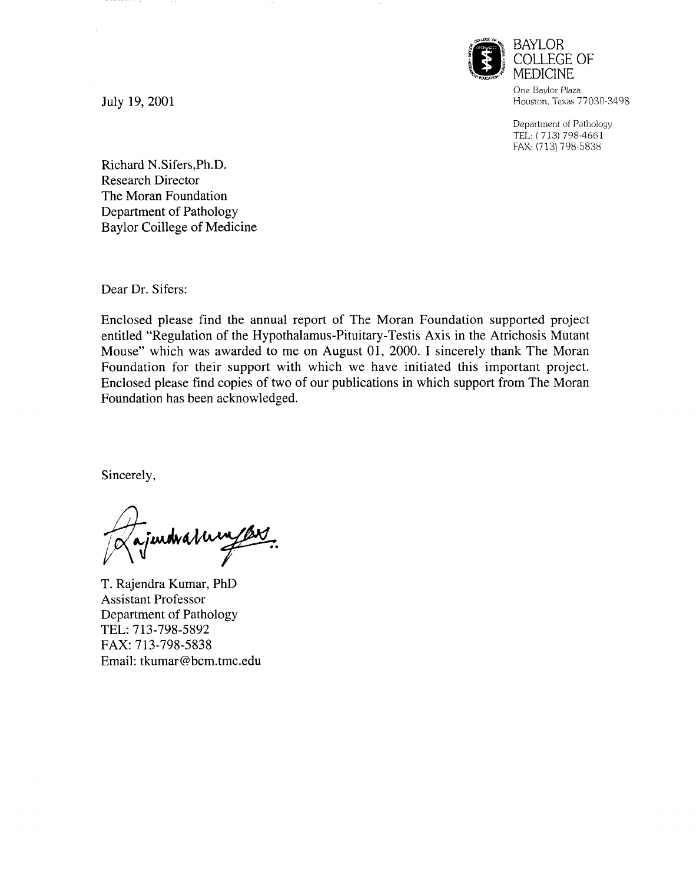BAYLOR COLLEGE OF MEDICINE

One Baylor Plaza
Houston, Texas 77030-3498

Department of Pathology
TEL: (713) 798-4661
FAX: (713) 798-5838

July 19, 2001

Richard N.Sifers,Ph.D.
Research Director
The Moran Foundation
Department of Pathology
Baylor Coillege of Medicine

Dear Dr. Sifers:

Enclosed please find the annual report of The Moran Foundation supported project entitled "Regulation of the Hypothalamus-Pituitary-Testis Axis in the Atrichosis Mutant Mouse" which was awarded to me on August 01, 2000. I sincerely thank The Moran Foundation for their support with which we have initiated this important project. Enclosed please find copies of two of our publications in which support from The Moran Foundation has been acknowledged.

Sincerely,

T. Rajendra Kumar, PhD
Assistant Professor
Department of Pathology
TEL: 713-798-5892
FAX: 713-798-5838
Email: tkumar@bcm.tmc.edu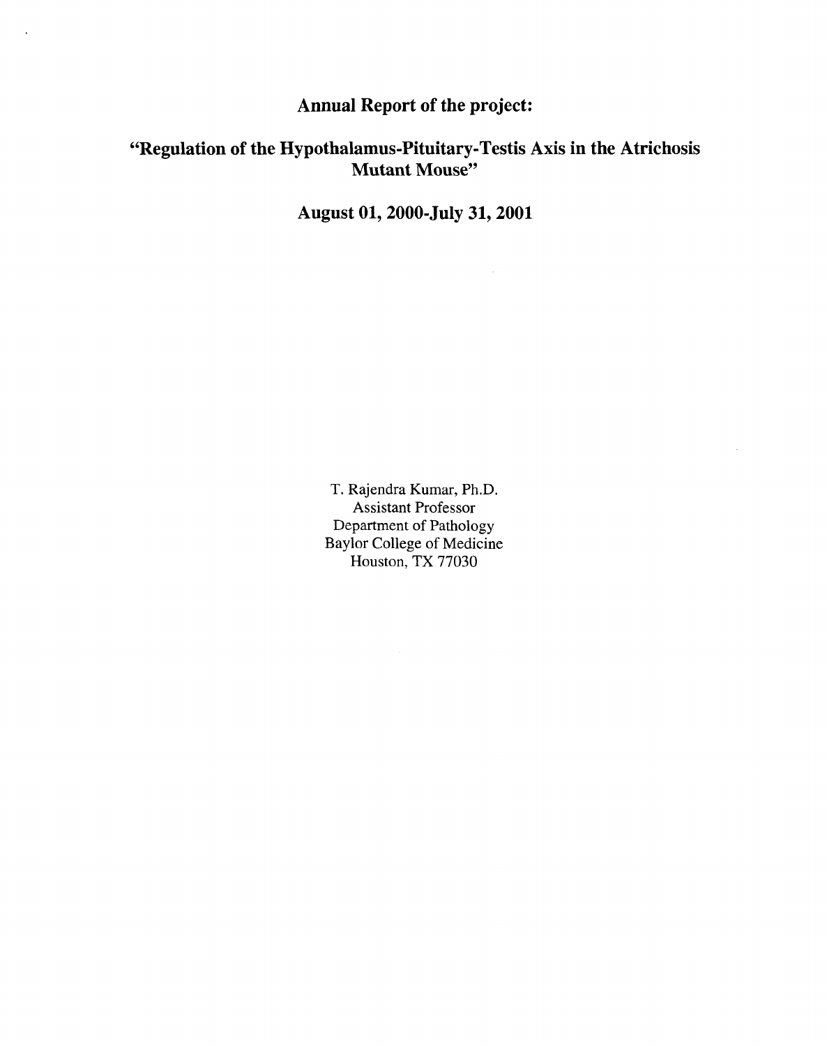# Annual Report of the project:

## "Regulation of the Hypothalamus-Pituitary-Testis Axis in the Atrichosis Mutant Mouse"

## August 01, 2000-July 31, 2001

T. Rajendra Kumar, Ph.D.
Assistant Professor
Department of Pathology
Baylor College of Medicine
Houston, TX 77030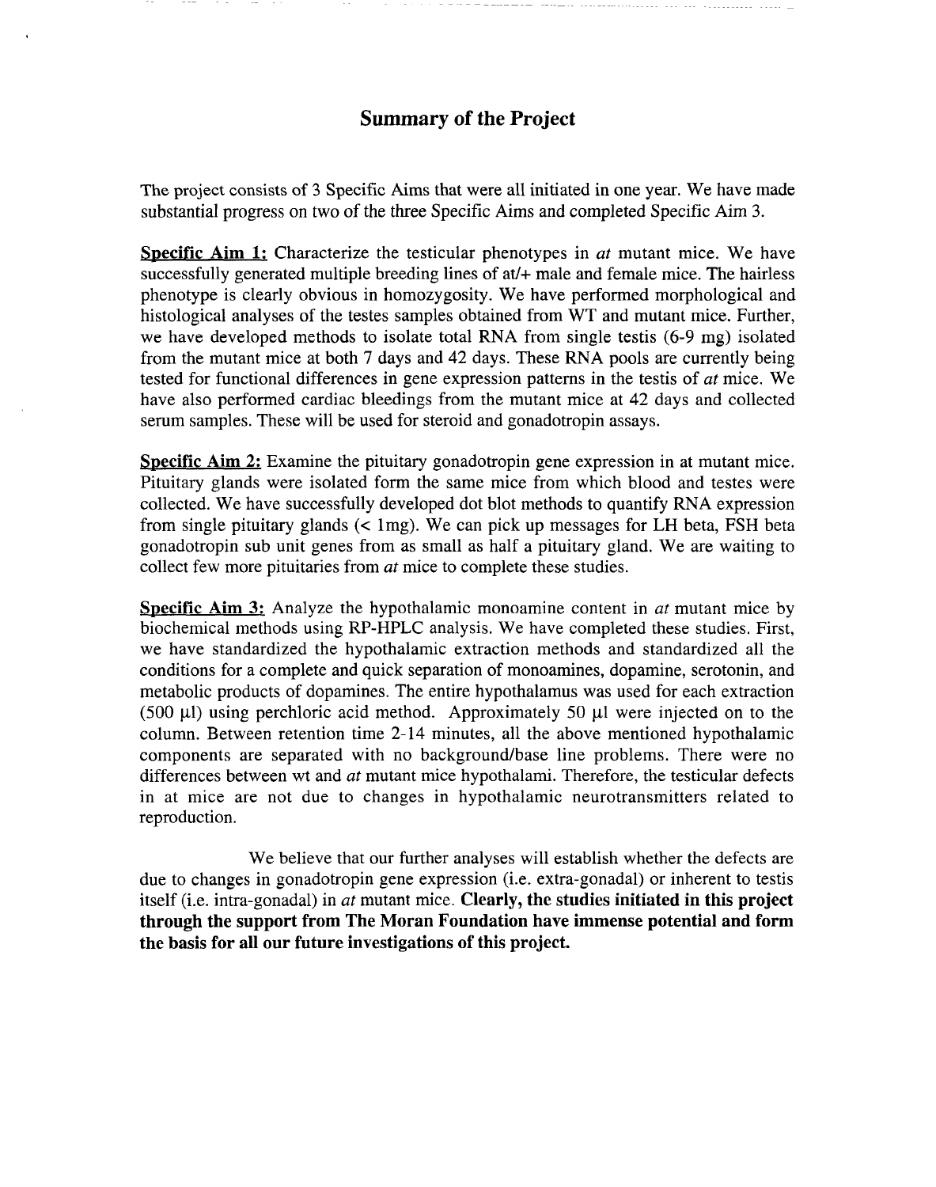## Summary of the Project

The project consists of 3 Specific Aims that were all initiated in one year. We have made substantial progress on two of the three Specific Aims and completed Specific Aim 3.

**Specific Aim 1:** Characterize the testicular phenotypes in *at* mutant mice. We have successfully generated multiple breeding lines of at/+ male and female mice. The hairless phenotype is clearly obvious in homozygosity. We have performed morphological and histological analyses of the testes samples obtained from WT and mutant mice. Further, we have developed methods to isolate total RNA from single testis (6-9 mg) isolated from the mutant mice at both 7 days and 42 days. These RNA pools are currently being tested for functional differences in gene expression patterns in the testis of *at* mice. We have also performed cardiac bleedings from the mutant mice at 42 days and collected serum samples. These will be used for steroid and gonadotropin assays.

**Specific Aim 2:** Examine the pituitary gonadotropin gene expression in at mutant mice. Pituitary glands were isolated form the same mice from which blood and testes were collected. We have successfully developed dot blot methods to quantify RNA expression from single pituitary glands (< 1mg). We can pick up messages for LH beta, FSH beta gonadotropin sub unit genes from as small as half a pituitary gland. We are waiting to collect few more pituitaries from *at* mice to complete these studies.

**Specific Aim 3:** Analyze the hypothalamic monoamine content in *at* mutant mice by biochemical methods using RP-HPLC analysis. We have completed these studies. First, we have standardized the hypothalamic extraction methods and standardized all the conditions for a complete and quick separation of monoamines, dopamine, serotonin, and metabolic products of dopamines. The entire hypothalamus was used for each extraction (500 µl) using perchloric acid method. Approximately 50 µl were injected on to the column. Between retention time 2-14 minutes, all the above mentioned hypothalamic components are separated with no background/base line problems. There were no differences between wt and *at* mutant mice hypothalami. Therefore, the testicular defects in at mice are not due to changes in hypothalamic neurotransmitters related to reproduction.

We believe that our further analyses will establish whether the defects are due to changes in gonadotropin gene expression (i.e. extra-gonadal) or inherent to testis itself (i.e. intra-gonadal) in *at* mutant mice. **Clearly, the studies initiated in this project through the support from The Moran Foundation have immense potential and form the basis for all our future investigations of this project.**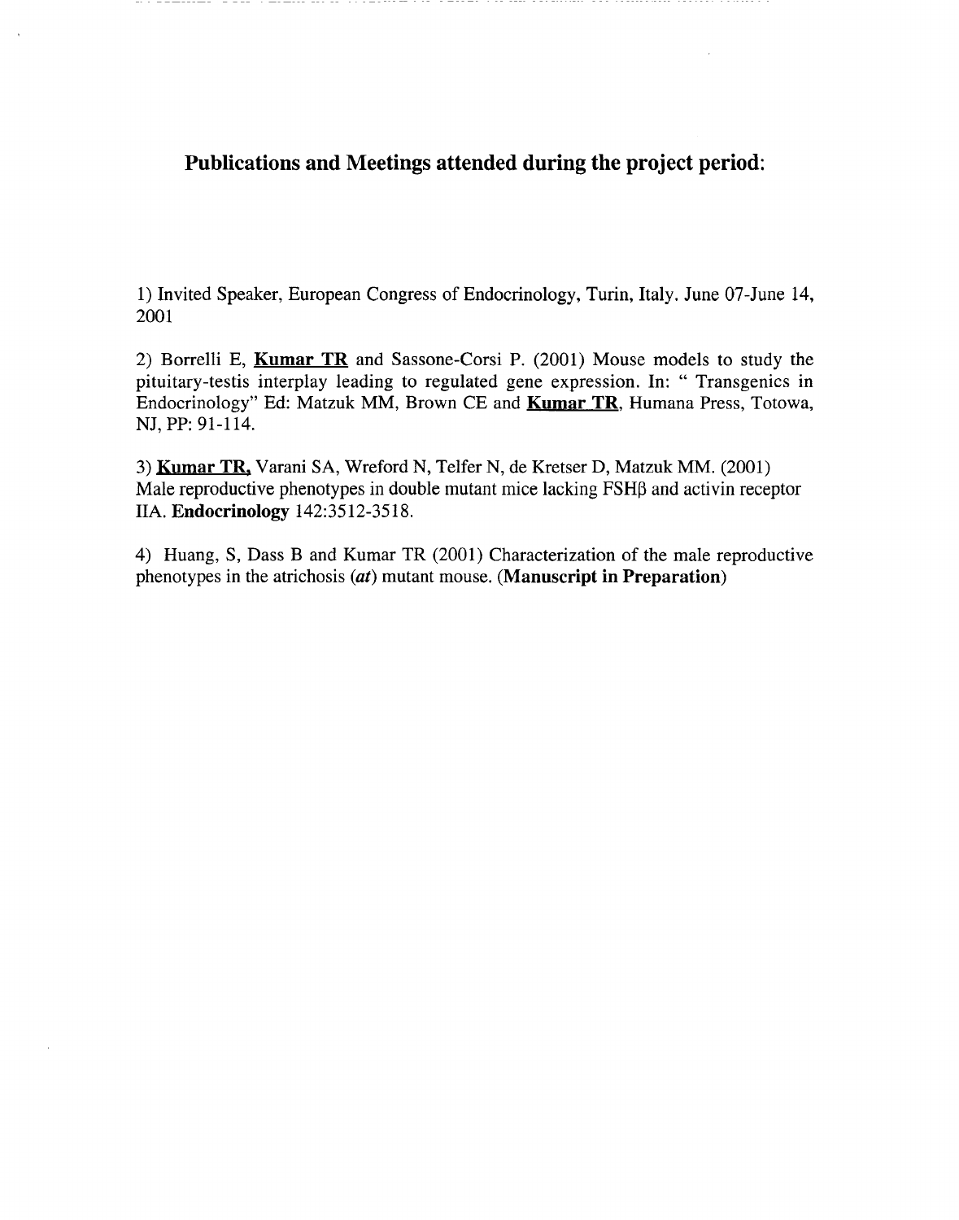## Publications and Meetings attended during the project period:

1) Invited Speaker, European Congress of Endocrinology, Turin, Italy. June 07-June 14, 2001

2) Borrelli E, **Kumar TR** and Sassone-Corsi P. (2001) Mouse models to study the pituitary-testis interplay leading to regulated gene expression. In: " Transgenics in Endocrinology" Ed: Matzuk MM, Brown CE and **Kumar TR**, Humana Press, Totowa, NJ, PP: 91-114.

3) **Kumar TR,** Varani SA, Wreford N, Telfer N, de Kretser D, Matzuk MM. (2001) Male reproductive phenotypes in double mutant mice lacking FSHβ and activin receptor IIA. **Endocrinology** 142:3512-3518.

4) Huang, S, Dass B and Kumar TR (2001) Characterization of the male reproductive phenotypes in the atrichosis ***(at)*** mutant mouse. (**Manuscript in Preparation**)